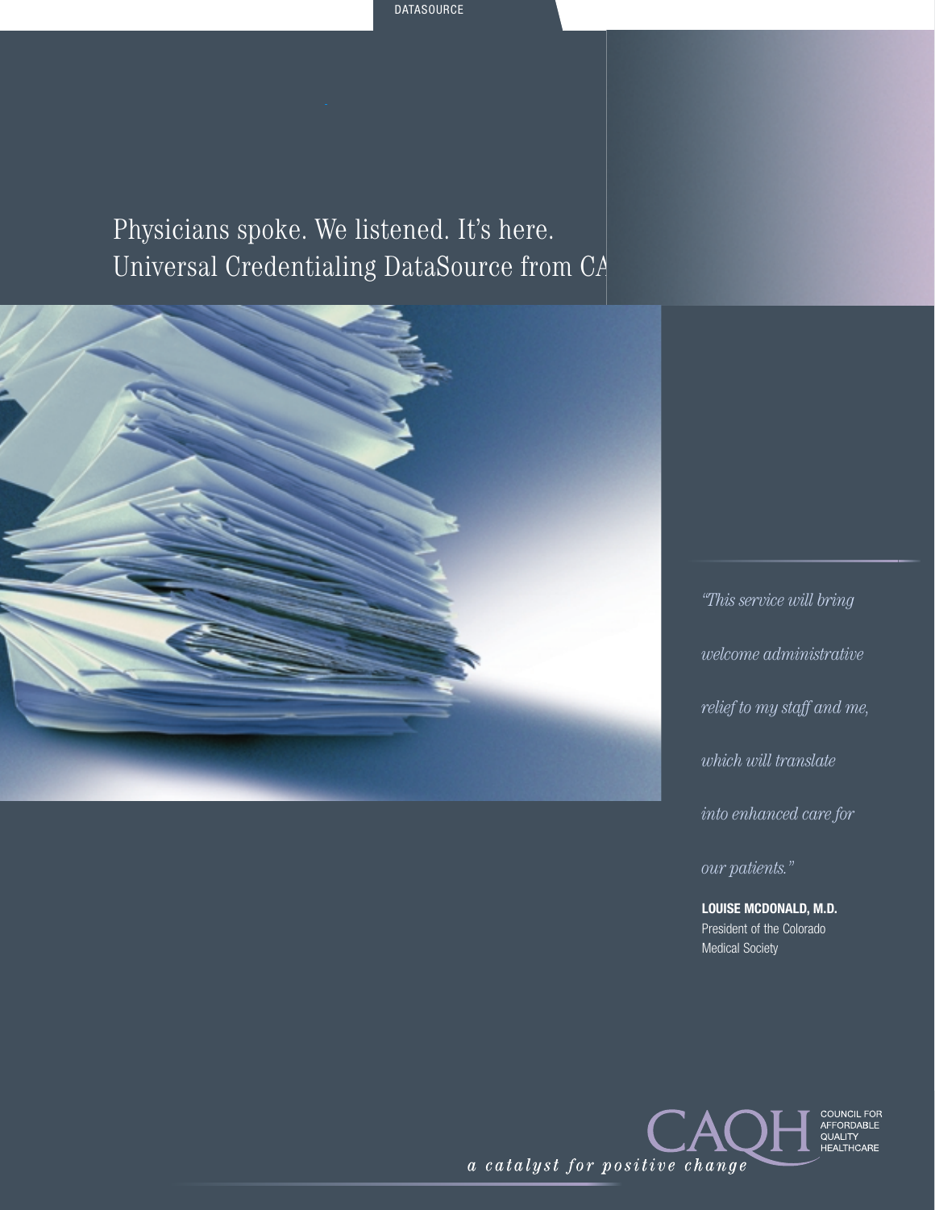DATASOURCE

# Physicians spoke. We listened. It's here. Universal Credentialing DataSource from CA

*"This service will bring welcome administrative relief to my staff and me, which will translate into enhanced care for our patients."*

**LOUISE MCDONALD, M.D.**
President of the Colorado Medical Society

CAQH
COUNCIL FOR AFFORDABLE QUALITY HEALTHCARE

*a catalyst for positive change*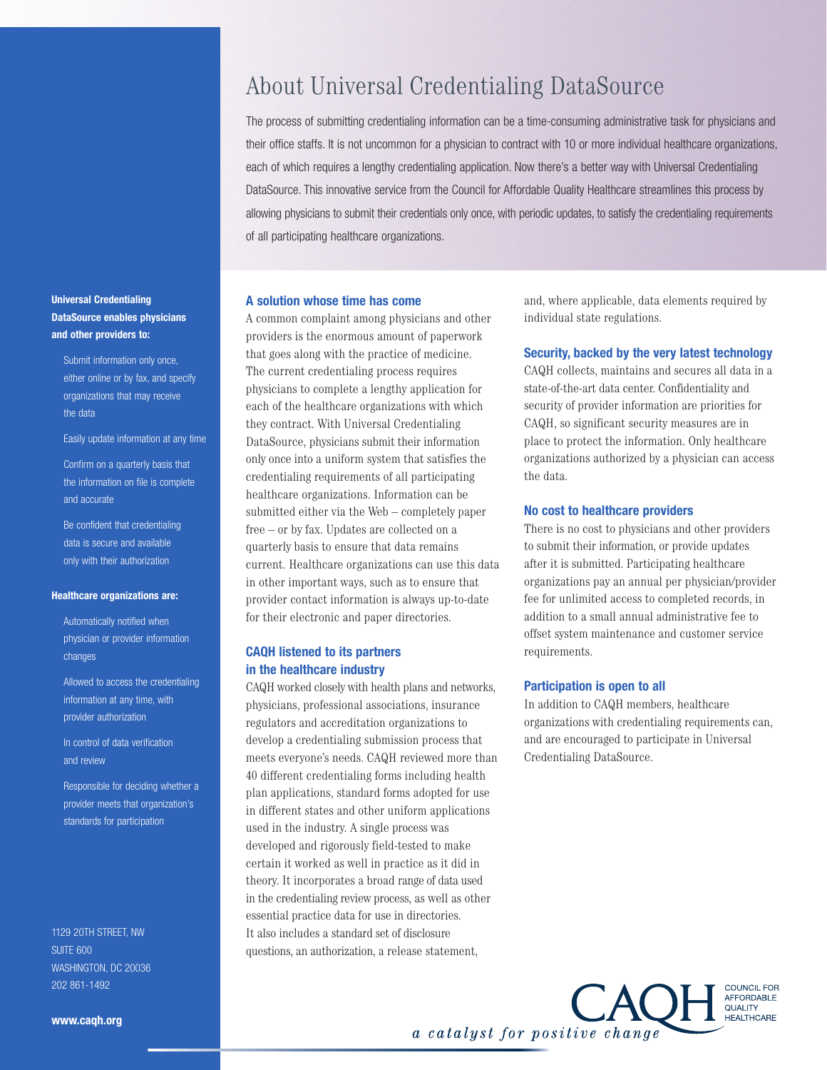# About Universal Credentialing DataSource

The process of submitting credentialing information can be a time-consuming administrative task for physicians and their office staffs. It is not uncommon for a physician to contract with 10 or more individual healthcare organizations, each of which requires a lengthy credentialing application. Now there's a better way with Universal Credentialing DataSource. This innovative service from the Council for Affordable Quality Healthcare streamlines this process by allowing physicians to submit their credentials only once, with periodic updates, to satisfy the credentialing requirements of all participating healthcare organizations.

**Universal Credentialing DataSource enables physicians and other providers to:**

- Submit information only once, either online or by fax, and specify organizations that may receive the data
- Easily update information at any time
- Confirm on a quarterly basis that the information on file is complete and accurate
- Be confident that credentialing data is secure and available only with their authorization

**Healthcare organizations are:**

- Automatically notified when physician or provider information changes
- Allowed to access the credentialing information at any time, with provider authorization
- In control of data verification and review
- Responsible for deciding whether a provider meets that organization's standards for participation

### A solution whose time has come

A common complaint among physicians and other providers is the enormous amount of paperwork that goes along with the practice of medicine. The current credentialing process requires physicians to complete a lengthy application for each of the healthcare organizations with which they contract. With Universal Credentialing DataSource, physicians submit their information only once into a uniform system that satisfies the credentialing requirements of all participating healthcare organizations. Information can be submitted either via the Web – completely paper free – or by fax. Updates are collected on a quarterly basis to ensure that data remains current. Healthcare organizations can use this data in other important ways, such as to ensure that provider contact information is always up-to-date for their electronic and paper directories.

### CAQH listened to its partners in the healthcare industry

CAQH worked closely with health plans and networks, physicians, professional associations, insurance regulators and accreditation organizations to develop a credentialing submission process that meets everyone's needs. CAQH reviewed more than 40 different credentialing forms including health plan applications, standard forms adopted for use in different states and other uniform applications used in the industry. A single process was developed and rigorously field-tested to make certain it worked as well in practice as it did in theory. It incorporates a broad range of data used in the credentialing review process, as well as other essential practice data for use in directories. It also includes a standard set of disclosure questions, an authorization, a release statement, and, where applicable, data elements required by individual state regulations.

### Security, backed by the very latest technology

CAQH collects, maintains and secures all data in a state-of-the-art data center. Confidentiality and security of provider information are priorities for CAQH, so significant security measures are in place to protect the information. Only healthcare organizations authorized by a physician can access the data.

### No cost to healthcare providers

There is no cost to physicians and other providers to submit their information, or provide updates after it is submitted. Participating healthcare organizations pay an annual per physician/provider fee for unlimited access to completed records, in addition to a small annual administrative fee to offset system maintenance and customer service requirements.

### Participation is open to all

In addition to CAQH members, healthcare organizations with credentialing requirements can, and are encouraged to participate in Universal Credentialing DataSource.

1129 20TH STREET, NW
SUITE 600
WASHINGTON, DC 20036
202 861-1492

**www.caqh.org**

CAQH COUNCIL FOR AFFORDABLE QUALITY HEALTHCARE

*a catalyst for positive change*